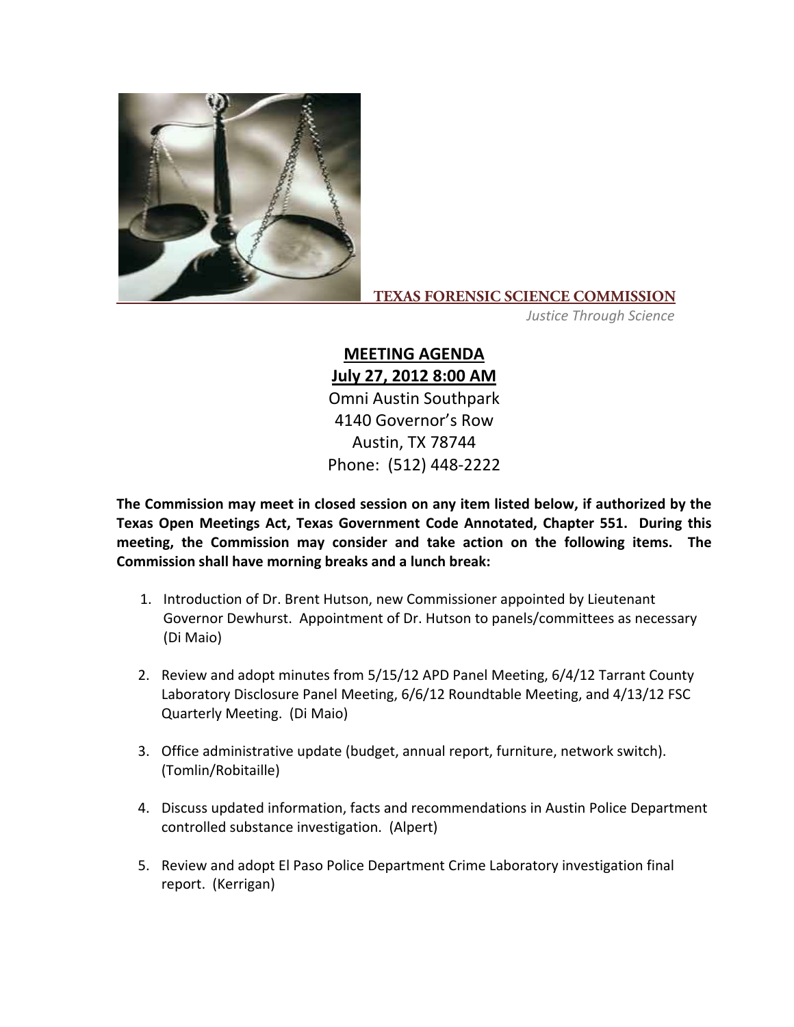**TEXAS FORENSIC SCIENCE COMMISSION**

*Justice Through Science*

# MEETING AGENDA

## July 27, 2012 8:00 AM

Omni Austin Southpark
4140 Governor's Row
Austin, TX 78744
Phone: (512) 448-2222

**The Commission may meet in closed session on any item listed below, if authorized by the Texas Open Meetings Act, Texas Government Code Annotated, Chapter 551. During this meeting, the Commission may consider and take action on the following items. The Commission shall have morning breaks and a lunch break:**

1. Introduction of Dr. Brent Hutson, new Commissioner appointed by Lieutenant Governor Dewhurst. Appointment of Dr. Hutson to panels/committees as necessary (Di Maio)

2. Review and adopt minutes from 5/15/12 APD Panel Meeting, 6/4/12 Tarrant County Laboratory Disclosure Panel Meeting, 6/6/12 Roundtable Meeting, and 4/13/12 FSC Quarterly Meeting. (Di Maio)

3. Office administrative update (budget, annual report, furniture, network switch). (Tomlin/Robitaille)

4. Discuss updated information, facts and recommendations in Austin Police Department controlled substance investigation. (Alpert)

5. Review and adopt El Paso Police Department Crime Laboratory investigation final report. (Kerrigan)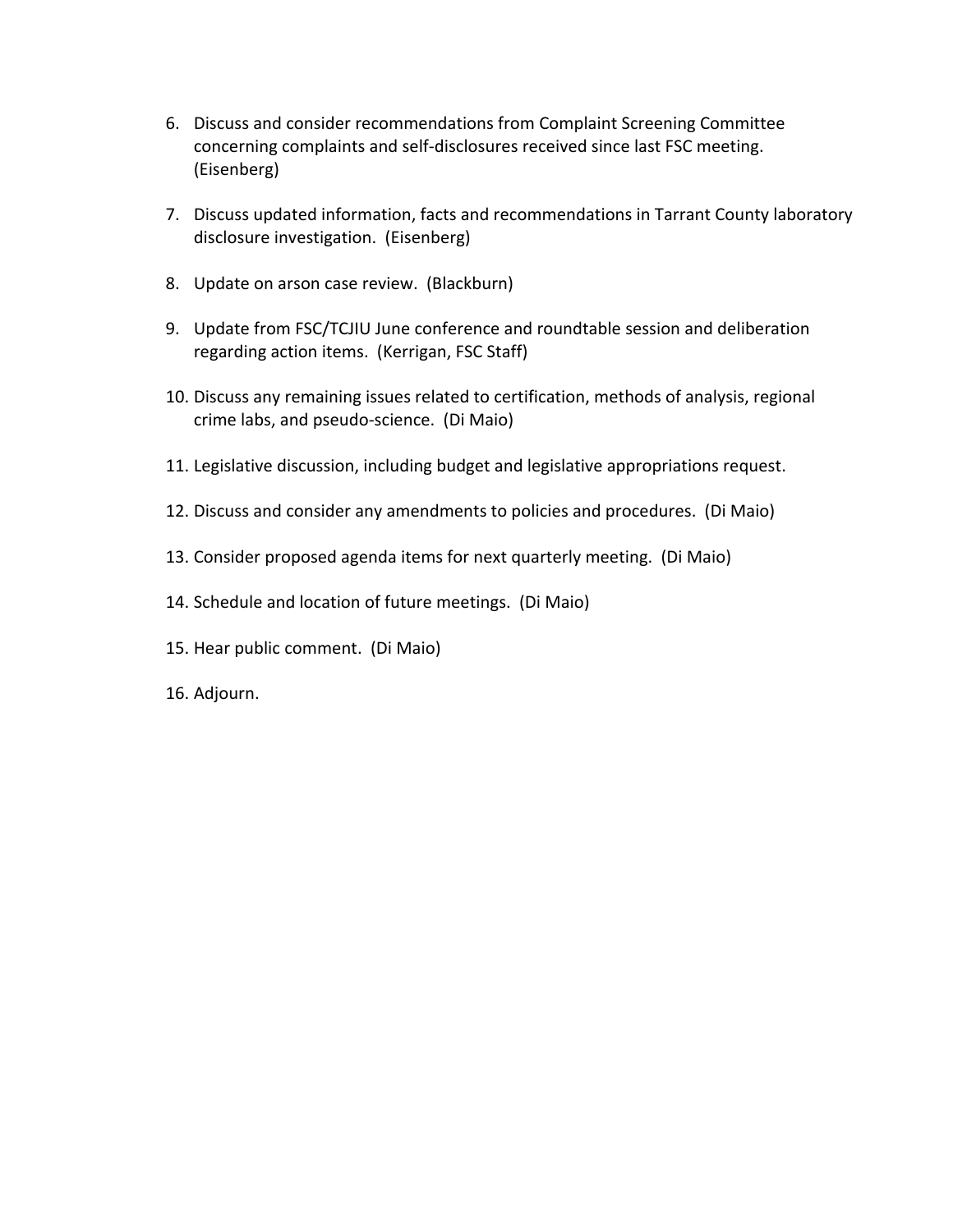6. Discuss and consider recommendations from Complaint Screening Committee concerning complaints and self-disclosures received since last FSC meeting. (Eisenberg)

7. Discuss updated information, facts and recommendations in Tarrant County laboratory disclosure investigation. (Eisenberg)

8. Update on arson case review. (Blackburn)

9. Update from FSC/TCJIU June conference and roundtable session and deliberation regarding action items. (Kerrigan, FSC Staff)

10. Discuss any remaining issues related to certification, methods of analysis, regional crime labs, and pseudo-science. (Di Maio)

11. Legislative discussion, including budget and legislative appropriations request.

12. Discuss and consider any amendments to policies and procedures. (Di Maio)

13. Consider proposed agenda items for next quarterly meeting. (Di Maio)

14. Schedule and location of future meetings. (Di Maio)

15. Hear public comment. (Di Maio)

16. Adjourn.